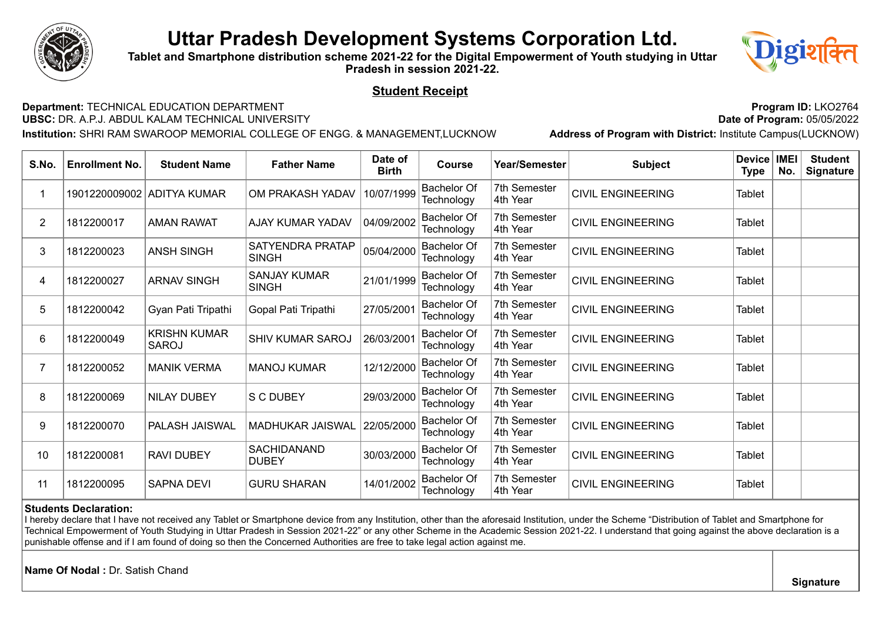# Uttar Pradesh Development Systems Corporation Ltd.

**Tablet and Smartphone distribution scheme 2021-22 for the Digital Empowerment of Youth studying in Uttar Pradesh in session 2021-22.**

## Student Receipt

**Department:** TECHNICAL EDUCATION DEPARTMENT
**UBSC:** DR. A.P.J. ABDUL KALAM TECHNICAL UNIVERSITY
**Institution:** SHRI RAM SWAROOP MEMORIAL COLLEGE OF ENGG. & MANAGEMENT,LUCKNOW

**Program ID:** LKO2764
**Date of Program:** 05/05/2022
**Address of Program with District:** Institute Campus(LUCKNOW)

| S.No. | Enrollment No. | Student Name | Father Name | Date of Birth | Course | Year/Semester | Subject | Device Type | IMEI No. | Student Signature |
|---|---|---|---|---|---|---|---|---|---|---|
| 1 | 1901220009002 | ADITYA KUMAR | OM PRAKASH YADAV | 10/07/1999 | Bachelor Of Technology | 7th Semester 4th Year | CIVIL ENGINEERING | Tablet | | |
| 2 | 1812200017 | AMAN RAWAT | AJAY KUMAR YADAV | 04/09/2002 | Bachelor Of Technology | 7th Semester 4th Year | CIVIL ENGINEERING | Tablet | | |
| 3 | 1812200023 | ANSH SINGH | SATYENDRA PRATAP SINGH | 05/04/2000 | Bachelor Of Technology | 7th Semester 4th Year | CIVIL ENGINEERING | Tablet | | |
| 4 | 1812200027 | ARNAV SINGH | SANJAY KUMAR SINGH | 21/01/1999 | Bachelor Of Technology | 7th Semester 4th Year | CIVIL ENGINEERING | Tablet | | |
| 5 | 1812200042 | Gyan Pati Tripathi | Gopal Pati Tripathi | 27/05/2001 | Bachelor Of Technology | 7th Semester 4th Year | CIVIL ENGINEERING | Tablet | | |
| 6 | 1812200049 | KRISHN KUMAR SAROJ | SHIV KUMAR SAROJ | 26/03/2001 | Bachelor Of Technology | 7th Semester 4th Year | CIVIL ENGINEERING | Tablet | | |
| 7 | 1812200052 | MANIK VERMA | MANOJ KUMAR | 12/12/2000 | Bachelor Of Technology | 7th Semester 4th Year | CIVIL ENGINEERING | Tablet | | |
| 8 | 1812200069 | NILAY DUBEY | S C DUBEY | 29/03/2000 | Bachelor Of Technology | 7th Semester 4th Year | CIVIL ENGINEERING | Tablet | | |
| 9 | 1812200070 | PALASH JAISWAL | MADHUKAR JAISWAL | 22/05/2000 | Bachelor Of Technology | 7th Semester 4th Year | CIVIL ENGINEERING | Tablet | | |
| 10 | 1812200081 | RAVI DUBEY | SACHIDANAND DUBEY | 30/03/2000 | Bachelor Of Technology | 7th Semester 4th Year | CIVIL ENGINEERING | Tablet | | |
| 11 | 1812200095 | SAPNA DEVI | GURU SHARAN | 14/01/2002 | Bachelor Of Technology | 7th Semester 4th Year | CIVIL ENGINEERING | Tablet | | |

**Students Declaration:**
I hereby declare that I have not received any Tablet or Smartphone device from any Institution, other than the aforesaid Institution, under the Scheme "Distribution of Tablet and Smartphone for Technical Empowerment of Youth Studying in Uttar Pradesh in Session 2021-22" or any other Scheme in the Academic Session 2021-22. I understand that going against the above declaration is a punishable offense and if I am found of doing so then the Concerned Authorities are free to take legal action against me.

**Name Of Nodal :** Dr. Satish Chand

**Signature**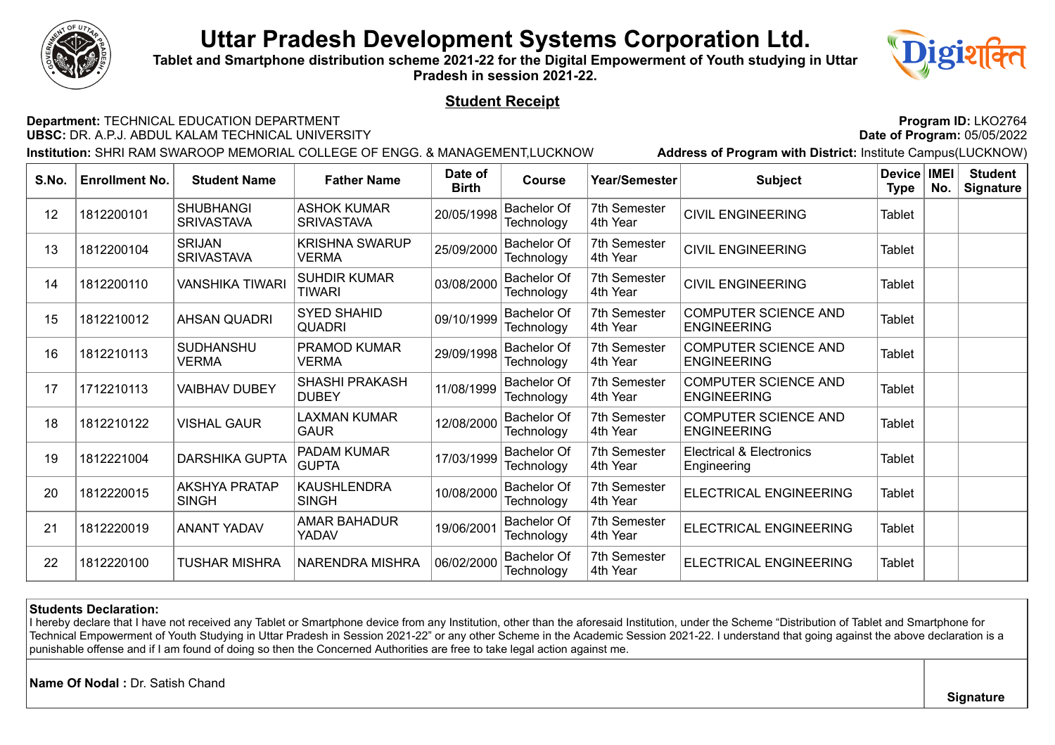# Uttar Pradesh Development Systems Corporation Ltd.

**Tablet and Smartphone distribution scheme 2021-22 for the Digital Empowerment of Youth studying in Uttar Pradesh in session 2021-22.**

## Student Receipt

**Department:** TECHNICAL EDUCATION DEPARTMENT
**UBSC:** DR. A.P.J. ABDUL KALAM TECHNICAL UNIVERSITY
**Institution:** SHRI RAM SWAROOP MEMORIAL COLLEGE OF ENGG. & MANAGEMENT,LUCKNOW

**Program ID:** LKO2764
**Date of Program:** 05/05/2022
**Address of Program with District:** Institute Campus(LUCKNOW)

| S.No. | Enrollment No. | Student Name | Father Name | Date of Birth | Course | Year/Semester | Subject | Device Type | IMEI No. | Student Signature |
|---|---|---|---|---|---|---|---|---|---|---|
| 12 | 1812200101 | SHUBHANGI SRIVASTAVA | ASHOK KUMAR SRIVASTAVA | 20/05/1998 | Bachelor Of Technology | 7th Semester 4th Year | CIVIL ENGINEERING | Tablet | | |
| 13 | 1812200104 | SRIJAN SRIVASTAVA | KRISHNA SWARUP VERMA | 25/09/2000 | Bachelor Of Technology | 7th Semester 4th Year | CIVIL ENGINEERING | Tablet | | |
| 14 | 1812200110 | VANSHIKA TIWARI | SUHDIR KUMAR TIWARI | 03/08/2000 | Bachelor Of Technology | 7th Semester 4th Year | CIVIL ENGINEERING | Tablet | | |
| 15 | 1812210012 | AHSAN QUADRI | SYED SHAHID QUADRI | 09/10/1999 | Bachelor Of Technology | 7th Semester 4th Year | COMPUTER SCIENCE AND ENGINEERING | Tablet | | |
| 16 | 1812210113 | SUDHANSHU VERMA | PRAMOD KUMAR VERMA | 29/09/1998 | Bachelor Of Technology | 7th Semester 4th Year | COMPUTER SCIENCE AND ENGINEERING | Tablet | | |
| 17 | 1712210113 | VAIBHAV DUBEY | SHASHI PRAKASH DUBEY | 11/08/1999 | Bachelor Of Technology | 7th Semester 4th Year | COMPUTER SCIENCE AND ENGINEERING | Tablet | | |
| 18 | 1812210122 | VISHAL GAUR | LAXMAN KUMAR GAUR | 12/08/2000 | Bachelor Of Technology | 7th Semester 4th Year | COMPUTER SCIENCE AND ENGINEERING | Tablet | | |
| 19 | 1812221004 | DARSHIKA GUPTA | PADAM KUMAR GUPTA | 17/03/1999 | Bachelor Of Technology | 7th Semester 4th Year | Electrical & Electronics Engineering | Tablet | | |
| 20 | 1812220015 | AKSHYA PRATAP SINGH | KAUSHLENDRA SINGH | 10/08/2000 | Bachelor Of Technology | 7th Semester 4th Year | ELECTRICAL ENGINEERING | Tablet | | |
| 21 | 1812220019 | ANANT YADAV | AMAR BAHADUR YADAV | 19/06/2001 | Bachelor Of Technology | 7th Semester 4th Year | ELECTRICAL ENGINEERING | Tablet | | |
| 22 | 1812220100 | TUSHAR MISHRA | NARENDRA MISHRA | 06/02/2000 | Bachelor Of Technology | 7th Semester 4th Year | ELECTRICAL ENGINEERING | Tablet | | |

**Students Declaration:**
I hereby declare that I have not received any Tablet or Smartphone device from any Institution, other than the aforesaid Institution, under the Scheme "Distribution of Tablet and Smartphone for Technical Empowerment of Youth Studying in Uttar Pradesh in Session 2021-22" or any other Scheme in the Academic Session 2021-22. I understand that going against the above declaration is a punishable offense and if I am found of doing so then the Concerned Authorities are free to take legal action against me.

**Name Of Nodal :** Dr. Satish Chand

**Signature**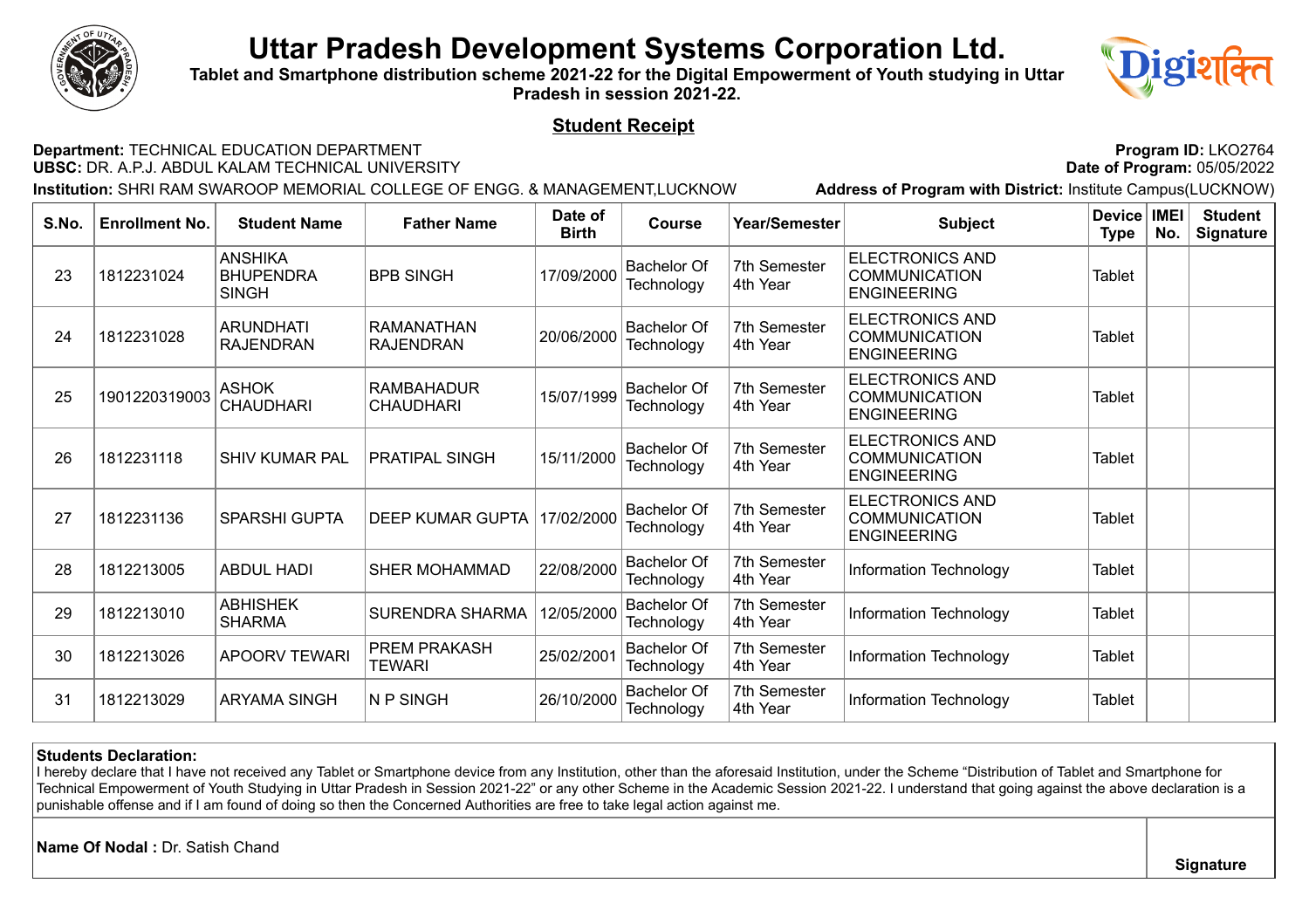# Uttar Pradesh Development Systems Corporation Ltd.

**Tablet and Smartphone distribution scheme 2021-22 for the Digital Empowerment of Youth studying in Uttar Pradesh in session 2021-22.**

## Student Receipt

**Department:** TECHNICAL EDUCATION DEPARTMENT
**UBSC:** DR. A.P.J. ABDUL KALAM TECHNICAL UNIVERSITY
**Institution:** SHRI RAM SWAROOP MEMORIAL COLLEGE OF ENGG. & MANAGEMENT,LUCKNOW

**Program ID:** LKO2764
**Date of Program:** 05/05/2022
**Address of Program with District:** Institute Campus(LUCKNOW)

| S.No. | Enrollment No. | Student Name | Father Name | Date of Birth | Course | Year/Semester | Subject | Device Type | IMEI No. | Student Signature |
|---|---|---|---|---|---|---|---|---|---|---|
| 23 | 1812231024 | ANSHIKA BHUPENDRA SINGH | BPB SINGH | 17/09/2000 | Bachelor Of Technology | 7th Semester 4th Year | ELECTRONICS AND COMMUNICATION ENGINEERING | Tablet | | |
| 24 | 1812231028 | ARUNDHATI RAJENDRAN | RAMANATHAN RAJENDRAN | 20/06/2000 | Bachelor Of Technology | 7th Semester 4th Year | ELECTRONICS AND COMMUNICATION ENGINEERING | Tablet | | |
| 25 | 1901220319003 | ASHOK CHAUDHARI | RAMBAHADUR CHAUDHARI | 15/07/1999 | Bachelor Of Technology | 7th Semester 4th Year | ELECTRONICS AND COMMUNICATION ENGINEERING | Tablet | | |
| 26 | 1812231118 | SHIV KUMAR PAL | PRATIPAL SINGH | 15/11/2000 | Bachelor Of Technology | 7th Semester 4th Year | ELECTRONICS AND COMMUNICATION ENGINEERING | Tablet | | |
| 27 | 1812231136 | SPARSHI GUPTA | DEEP KUMAR GUPTA | 17/02/2000 | Bachelor Of Technology | 7th Semester 4th Year | ELECTRONICS AND COMMUNICATION ENGINEERING | Tablet | | |
| 28 | 1812213005 | ABDUL HADI | SHER MOHAMMAD | 22/08/2000 | Bachelor Of Technology | 7th Semester 4th Year | Information Technology | Tablet | | |
| 29 | 1812213010 | ABHISHEK SHARMA | SURENDRA SHARMA | 12/05/2000 | Bachelor Of Technology | 7th Semester 4th Year | Information Technology | Tablet | | |
| 30 | 1812213026 | APOORV TEWARI | PREM PRAKASH TEWARI | 25/02/2001 | Bachelor Of Technology | 7th Semester 4th Year | Information Technology | Tablet | | |
| 31 | 1812213029 | ARYAMA SINGH | N P SINGH | 26/10/2000 | Bachelor Of Technology | 7th Semester 4th Year | Information Technology | Tablet | | |

**Students Declaration:**
I hereby declare that I have not received any Tablet or Smartphone device from any Institution, other than the aforesaid Institution, under the Scheme "Distribution of Tablet and Smartphone for Technical Empowerment of Youth Studying in Uttar Pradesh in Session 2021-22" or any other Scheme in the Academic Session 2021-22. I understand that going against the above declaration is a punishable offense and if I am found of doing so then the Concerned Authorities are free to take legal action against me.

**Name Of Nodal :** Dr. Satish Chand

**Signature**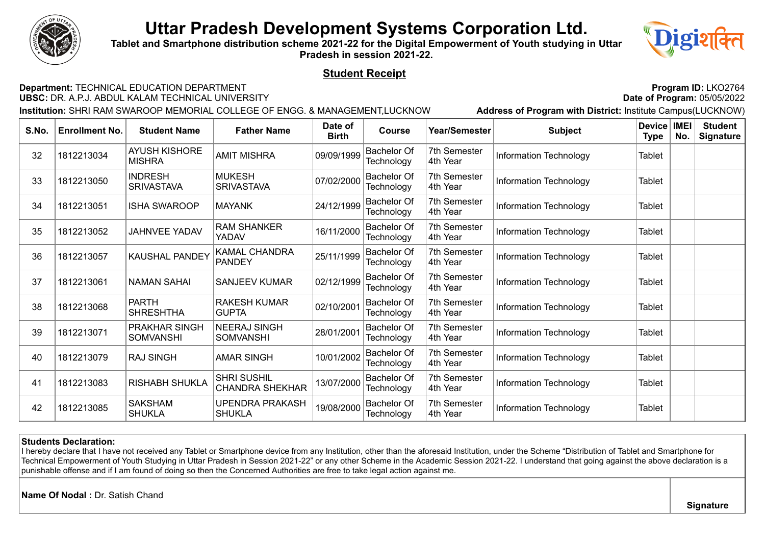# Uttar Pradesh Development Systems Corporation Ltd.

**Tablet and Smartphone distribution scheme 2021-22 for the Digital Empowerment of Youth studying in Uttar Pradesh in session 2021-22.**

## Student Receipt

**Department:** TECHNICAL EDUCATION DEPARTMENT
**UBSC:** DR. A.P.J. ABDUL KALAM TECHNICAL UNIVERSITY
**Institution:** SHRI RAM SWAROOP MEMORIAL COLLEGE OF ENGG. & MANAGEMENT,LUCKNOW

**Program ID:** LKO2764
**Date of Program:** 05/05/2022
**Address of Program with District:** Institute Campus(LUCKNOW)

| S.No. | Enrollment No. | Student Name | Father Name | Date of Birth | Course | Year/Semester | Subject | Device Type | IMEI No. | Student Signature |
|---|---|---|---|---|---|---|---|---|---|---|
| 32 | 1812213034 | AYUSH KISHORE MISHRA | AMIT MISHRA | 09/09/1999 | Bachelor Of Technology | 7th Semester 4th Year | Information Technology | Tablet | | |
| 33 | 1812213050 | INDRESH SRIVASTAVA | MUKESH SRIVASTAVA | 07/02/2000 | Bachelor Of Technology | 7th Semester 4th Year | Information Technology | Tablet | | |
| 34 | 1812213051 | ISHA SWAROOP | MAYANK | 24/12/1999 | Bachelor Of Technology | 7th Semester 4th Year | Information Technology | Tablet | | |
| 35 | 1812213052 | JAHNVEE YADAV | RAM SHANKER YADAV | 16/11/2000 | Bachelor Of Technology | 7th Semester 4th Year | Information Technology | Tablet | | |
| 36 | 1812213057 | KAUSHAL PANDEY | KAMAL CHANDRA PANDEY | 25/11/1999 | Bachelor Of Technology | 7th Semester 4th Year | Information Technology | Tablet | | |
| 37 | 1812213061 | NAMAN SAHAI | SANJEEV KUMAR | 02/12/1999 | Bachelor Of Technology | 7th Semester 4th Year | Information Technology | Tablet | | |
| 38 | 1812213068 | PARTH SHRESHTHA | RAKESH KUMAR GUPTA | 02/10/2001 | Bachelor Of Technology | 7th Semester 4th Year | Information Technology | Tablet | | |
| 39 | 1812213071 | PRAKHAR SINGH SOMVANSHI | NEERAJ SINGH SOMVANSHI | 28/01/2001 | Bachelor Of Technology | 7th Semester 4th Year | Information Technology | Tablet | | |
| 40 | 1812213079 | RAJ SINGH | AMAR SINGH | 10/01/2002 | Bachelor Of Technology | 7th Semester 4th Year | Information Technology | Tablet | | |
| 41 | 1812213083 | RISHABH SHUKLA | SHRI SUSHIL CHANDRA SHEKHAR | 13/07/2000 | Bachelor Of Technology | 7th Semester 4th Year | Information Technology | Tablet | | |
| 42 | 1812213085 | SAKSHAM SHUKLA | UPENDRA PRAKASH SHUKLA | 19/08/2000 | Bachelor Of Technology | 7th Semester 4th Year | Information Technology | Tablet | | |

**Students Declaration:**
I hereby declare that I have not received any Tablet or Smartphone device from any Institution, other than the aforesaid Institution, under the Scheme "Distribution of Tablet and Smartphone for Technical Empowerment of Youth Studying in Uttar Pradesh in Session 2021-22" or any other Scheme in the Academic Session 2021-22. I understand that going against the above declaration is a punishable offense and if I am found of doing so then the Concerned Authorities are free to take legal action against me.

**Name Of Nodal :** Dr. Satish Chand

**Signature**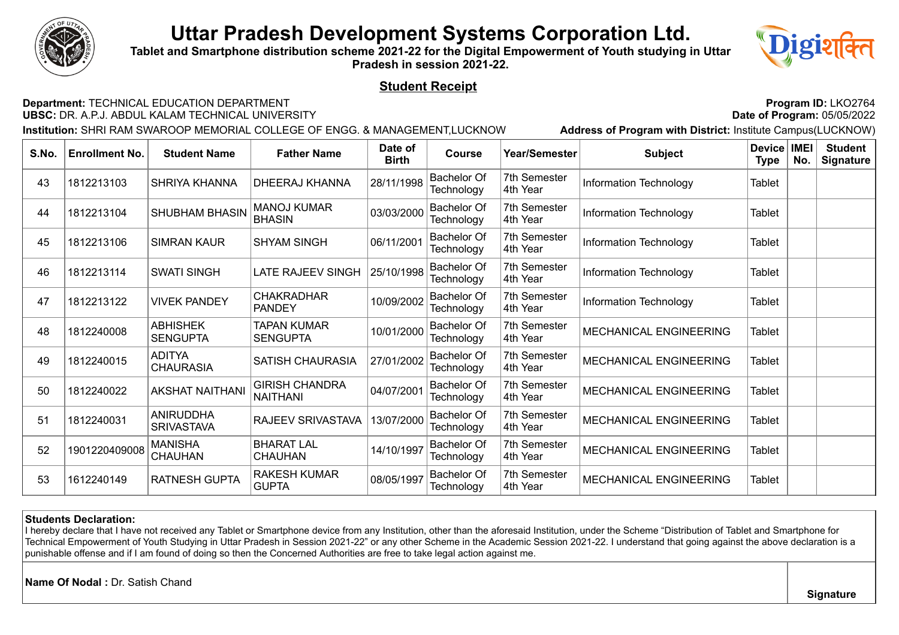# Uttar Pradesh Development Systems Corporation Ltd.

**Tablet and Smartphone distribution scheme 2021-22 for the Digital Empowerment of Youth studying in Uttar Pradesh in session 2021-22.**

## Student Receipt

**Department:** TECHNICAL EDUCATION DEPARTMENT
**UBSC:** DR. A.P.J. ABDUL KALAM TECHNICAL UNIVERSITY
**Institution:** SHRI RAM SWAROOP MEMORIAL COLLEGE OF ENGG. & MANAGEMENT,LUCKNOW

**Program ID:** LKO2764
**Date of Program:** 05/05/2022
**Address of Program with District:** Institute Campus(LUCKNOW)

| S.No. | Enrollment No. | Student Name | Father Name | Date of Birth | Course | Year/Semester | Subject | Device Type | IMEI No. | Student Signature |
|---|---|---|---|---|---|---|---|---|---|---|
| 43 | 1812213103 | SHRIYA KHANNA | DHEERAJ KHANNA | 28/11/1998 | Bachelor Of Technology | 7th Semester 4th Year | Information Technology | Tablet | | |
| 44 | 1812213104 | SHUBHAM BHASIN | MANOJ KUMAR BHASIN | 03/03/2000 | Bachelor Of Technology | 7th Semester 4th Year | Information Technology | Tablet | | |
| 45 | 1812213106 | SIMRAN KAUR | SHYAM SINGH | 06/11/2001 | Bachelor Of Technology | 7th Semester 4th Year | Information Technology | Tablet | | |
| 46 | 1812213114 | SWATI SINGH | LATE RAJEEV SINGH | 25/10/1998 | Bachelor Of Technology | 7th Semester 4th Year | Information Technology | Tablet | | |
| 47 | 1812213122 | VIVEK PANDEY | CHAKRADHAR PANDEY | 10/09/2002 | Bachelor Of Technology | 7th Semester 4th Year | Information Technology | Tablet | | |
| 48 | 1812240008 | ABHISHEK SENGUPTA | TAPAN KUMAR SENGUPTA | 10/01/2000 | Bachelor Of Technology | 7th Semester 4th Year | MECHANICAL ENGINEERING | Tablet | | |
| 49 | 1812240015 | ADITYA CHAURASIA | SATISH CHAURASIA | 27/01/2002 | Bachelor Of Technology | 7th Semester 4th Year | MECHANICAL ENGINEERING | Tablet | | |
| 50 | 1812240022 | AKSHAT NAITHANI | GIRISH CHANDRA NAITHANI | 04/07/2001 | Bachelor Of Technology | 7th Semester 4th Year | MECHANICAL ENGINEERING | Tablet | | |
| 51 | 1812240031 | ANIRUDDHA SRIVASTAVA | RAJEEV SRIVASTAVA | 13/07/2000 | Bachelor Of Technology | 7th Semester 4th Year | MECHANICAL ENGINEERING | Tablet | | |
| 52 | 1901220409008 | MANISHA CHAUHAN | BHARAT LAL CHAUHAN | 14/10/1997 | Bachelor Of Technology | 7th Semester 4th Year | MECHANICAL ENGINEERING | Tablet | | |
| 53 | 1612240149 | RATNESH GUPTA | RAKESH KUMAR GUPTA | 08/05/1997 | Bachelor Of Technology | 7th Semester 4th Year | MECHANICAL ENGINEERING | Tablet | | |

**Students Declaration:**
I hereby declare that I have not received any Tablet or Smartphone device from any Institution, other than the aforesaid Institution, under the Scheme "Distribution of Tablet and Smartphone for Technical Empowerment of Youth Studying in Uttar Pradesh in Session 2021-22" or any other Scheme in the Academic Session 2021-22. I understand that going against the above declaration is a punishable offense and if I am found of doing so then the Concerned Authorities are free to take legal action against me.

**Name Of Nodal :** Dr. Satish Chand

**Signature**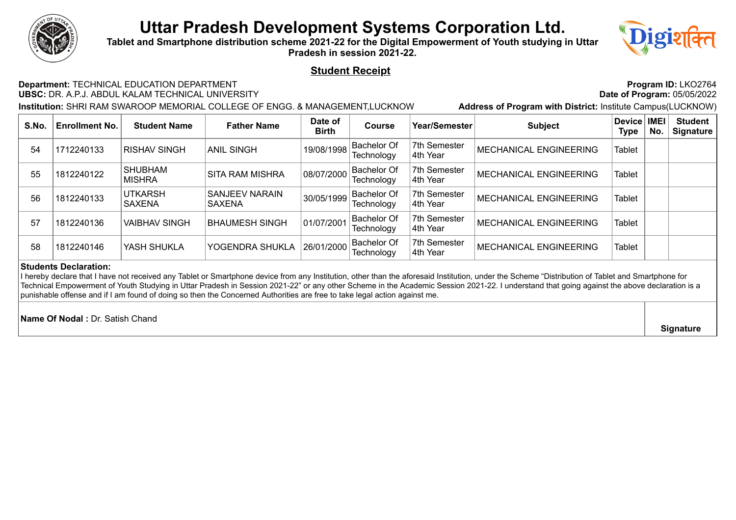# Uttar Pradesh Development Systems Corporation Ltd.

**Tablet and Smartphone distribution scheme 2021-22 for the Digital Empowerment of Youth studying in Uttar Pradesh in session 2021-22.**

## Student Receipt

**Department:** TECHNICAL EDUCATION DEPARTMENT
**Program ID:** LKO2764
**UBSC:** DR. A.P.J. ABDUL KALAM TECHNICAL UNIVERSITY
**Date of Program:** 05/05/2022
**Institution:** SHRI RAM SWAROOP MEMORIAL COLLEGE OF ENGG. & MANAGEMENT,LUCKNOW
**Address of Program with District:** Institute Campus(LUCKNOW)

| S.No. | Enrollment No. | Student Name | Father Name | Date of Birth | Course | Year/Semester | Subject | Device Type | IMEI No. | Student Signature |
|---|---|---|---|---|---|---|---|---|---|---|
| 54 | 1712240133 | RISHAV SINGH | ANIL SINGH | 19/08/1998 | Bachelor Of Technology | 7th Semester 4th Year | MECHANICAL ENGINEERING | Tablet | | |
| 55 | 1812240122 | SHUBHAM MISHRA | SITA RAM MISHRA | 08/07/2000 | Bachelor Of Technology | 7th Semester 4th Year | MECHANICAL ENGINEERING | Tablet | | |
| 56 | 1812240133 | UTKARSH SAXENA | SANJEEV NARAIN SAXENA | 30/05/1999 | Bachelor Of Technology | 7th Semester 4th Year | MECHANICAL ENGINEERING | Tablet | | |
| 57 | 1812240136 | VAIBHAV SINGH | BHAUMESH SINGH | 01/07/2001 | Bachelor Of Technology | 7th Semester 4th Year | MECHANICAL ENGINEERING | Tablet | | |
| 58 | 1812240146 | YASH SHUKLA | YOGENDRA SHUKLA | 26/01/2000 | Bachelor Of Technology | 7th Semester 4th Year | MECHANICAL ENGINEERING | Tablet | | |

**Students Declaration:**
I hereby declare that I have not received any Tablet or Smartphone device from any Institution, other than the aforesaid Institution, under the Scheme "Distribution of Tablet and Smartphone for Technical Empowerment of Youth Studying in Uttar Pradesh in Session 2021-22" or any other Scheme in the Academic Session 2021-22. I understand that going against the above declaration is a punishable offense and if I am found of doing so then the Concerned Authorities are free to take legal action against me.

**Name Of Nodal :** Dr. Satish Chand

**Signature**